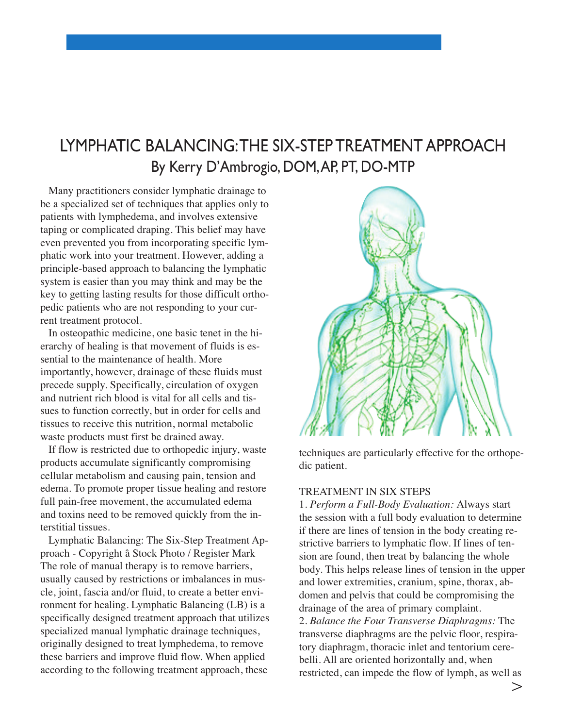# LYMPHATIC BALANCING: THE SIX-STEP TREATMENT APPROACH

## By Kerry D'Ambrogio, DOM, AP, PT, DO-MTP

Many practitioners consider lymphatic drainage to be a specialized set of techniques that applies only to patients with lymphedema, and involves extensive taping or complicated draping. This belief may have even prevented you from incorporating specific lymphatic work into your treatment. However, adding a principle-based approach to balancing the lymphatic system is easier than you may think and may be the key to getting lasting results for those difficult orthopedic patients who are not responding to your current treatment protocol.

In osteopathic medicine, one basic tenet in the hierarchy of healing is that movement of fluids is essential to the maintenance of health. More importantly, however, drainage of these fluids must precede supply. Specifically, circulation of oxygen and nutrient rich blood is vital for all cells and tissues to function correctly, but in order for cells and tissues to receive this nutrition, normal metabolic waste products must first be drained away.

If flow is restricted due to orthopedic injury, waste products accumulate significantly compromising cellular metabolism and causing pain, tension and edema. To promote proper tissue healing and restore full pain-free movement, the accumulated edema and toxins need to be removed quickly from the interstitial tissues.

Lymphatic Balancing: The Six-Step Treatment Approach - Copyright â Stock Photo / Register Mark The role of manual therapy is to remove barriers, usually caused by restrictions or imbalances in muscle, joint, fascia and/or fluid, to create a better environment for healing. Lymphatic Balancing (LB) is a specifically designed treatment approach that utilizes specialized manual lymphatic drainage techniques, originally designed to treat lymphedema, to remove these barriers and improve fluid flow. When applied according to the following treatment approach, these techniques are particularly effective for the orthopedic patient.

### TREATMENT IN SIX STEPS

1. *Perform a Full-Body Evaluation:* Always start the session with a full body evaluation to determine if there are lines of tension in the body creating restrictive barriers to lymphatic flow. If lines of tension are found, then treat by balancing the whole body. This helps release lines of tension in the upper and lower extremities, cranium, spine, thorax, abdomen and pelvis that could be compromising the drainage of the area of primary complaint.
2. *Balance the Four Transverse Diaphragms:* The transverse diaphragms are the pelvic floor, respiratory diaphragm, thoracic inlet and tentorium cerebelli. All are oriented horizontally and, when restricted, can impede the flow of lymph, as well as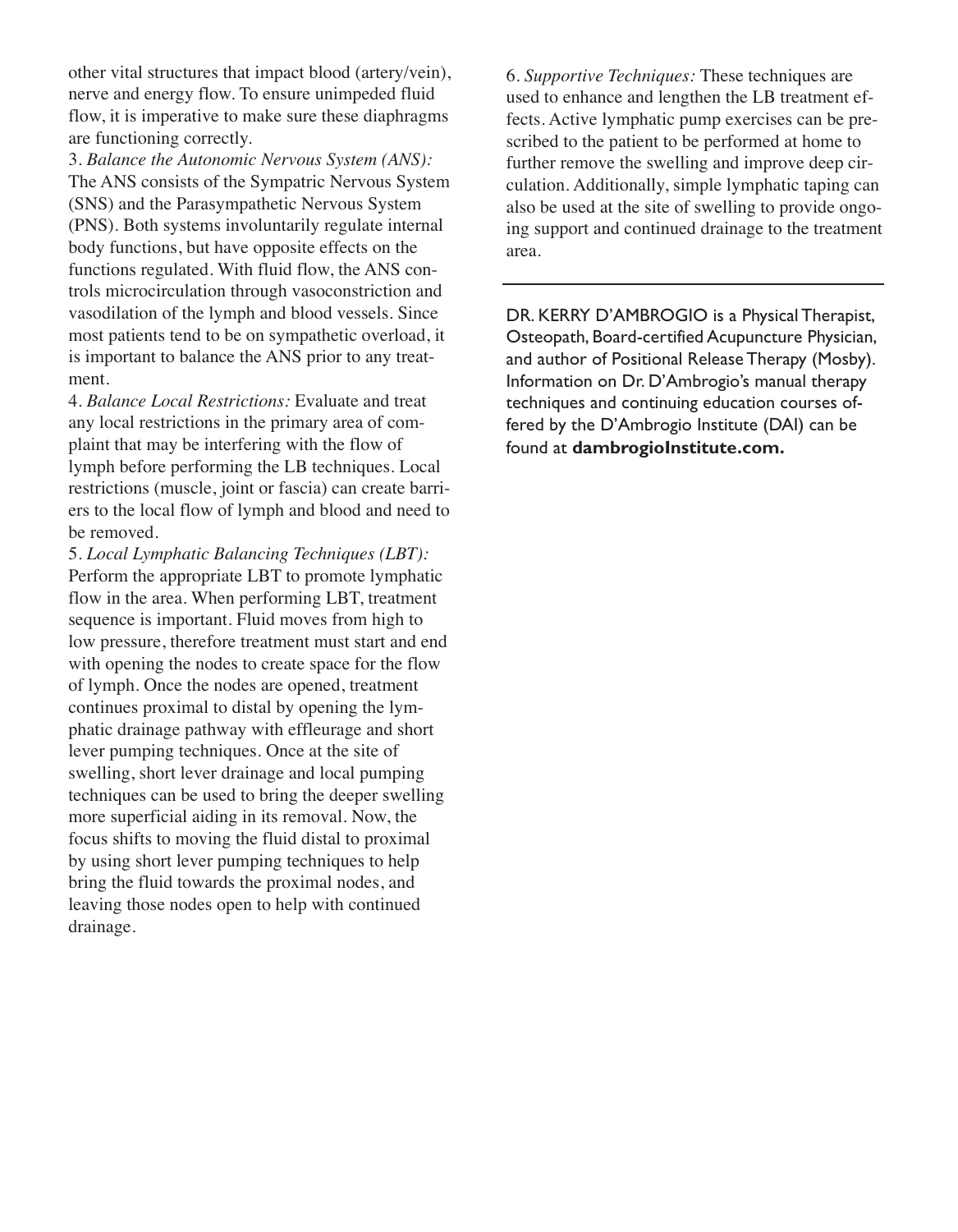other vital structures that impact blood (artery/vein), nerve and energy flow. To ensure unimpeded fluid flow, it is imperative to make sure these diaphragms are functioning correctly.

3. *Balance the Autonomic Nervous System (ANS):* The ANS consists of the Sympatric Nervous System (SNS) and the Parasympathetic Nervous System (PNS). Both systems involuntarily regulate internal body functions, but have opposite effects on the functions regulated. With fluid flow, the ANS controls microcirculation through vasoconstriction and vasodilation of the lymph and blood vessels. Since most patients tend to be on sympathetic overload, it is important to balance the ANS prior to any treatment.

4. *Balance Local Restrictions:* Evaluate and treat any local restrictions in the primary area of complaint that may be interfering with the flow of lymph before performing the LB techniques. Local restrictions (muscle, joint or fascia) can create barriers to the local flow of lymph and blood and need to be removed.

5. *Local Lymphatic Balancing Techniques (LBT):* Perform the appropriate LBT to promote lymphatic flow in the area. When performing LBT, treatment sequence is important. Fluid moves from high to low pressure, therefore treatment must start and end with opening the nodes to create space for the flow of lymph. Once the nodes are opened, treatment continues proximal to distal by opening the lymphatic drainage pathway with effleurage and short lever pumping techniques. Once at the site of swelling, short lever drainage and local pumping techniques can be used to bring the deeper swelling more superficial aiding in its removal. Now, the focus shifts to moving the fluid distal to proximal by using short lever pumping techniques to help bring the fluid towards the proximal nodes, and leaving those nodes open to help with continued drainage.

6. *Supportive Techniques:* These techniques are used to enhance and lengthen the LB treatment effects. Active lymphatic pump exercises can be prescribed to the patient to be performed at home to further remove the swelling and improve deep circulation. Additionally, simple lymphatic taping can also be used at the site of swelling to provide ongoing support and continued drainage to the treatment area.

---

DR. KERRY D'AMBROGIO is a Physical Therapist, Osteopath, Board-certified Acupuncture Physician, and author of Positional Release Therapy (Mosby). Information on Dr. D'Ambrogio's manual therapy techniques and continuing education courses offered by the D'Ambrogio Institute (DAI) can be found at **dambrogioInstitute.com.**